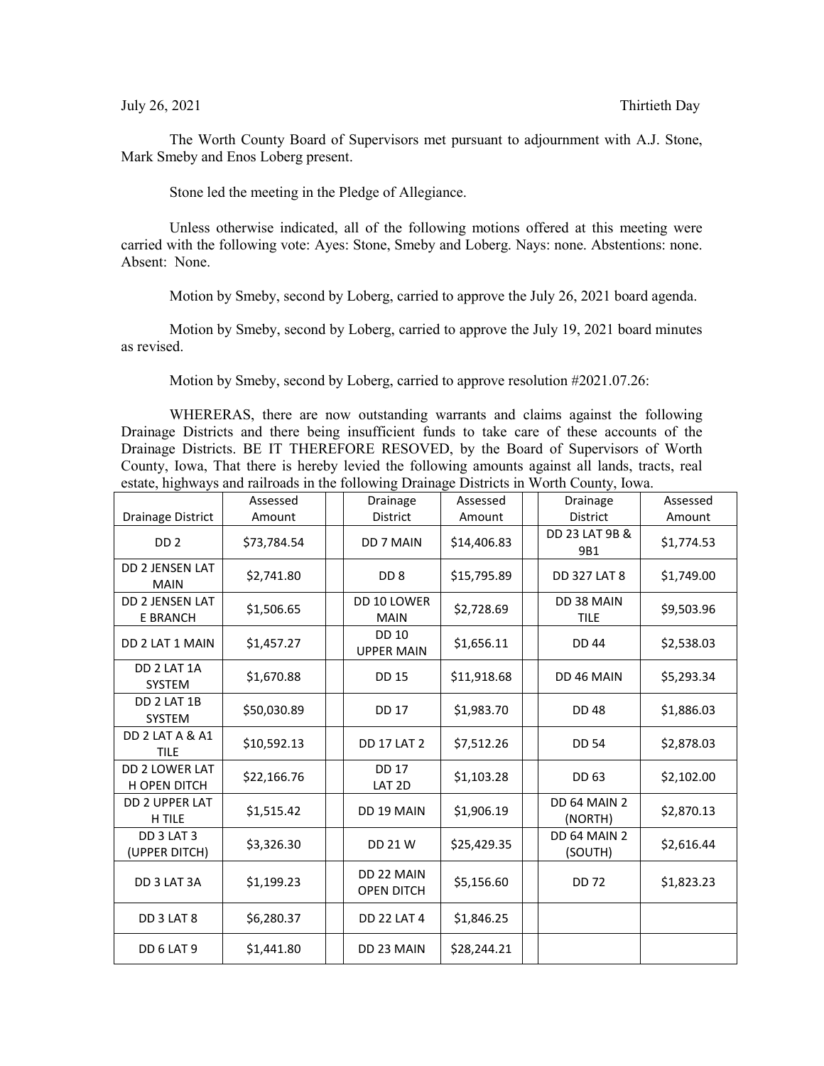July 26, 2021 Thirtieth Day

The Worth County Board of Supervisors met pursuant to adjournment with A.J. Stone, Mark Smeby and Enos Loberg present.

Stone led the meeting in the Pledge of Allegiance.

Unless otherwise indicated, all of the following motions offered at this meeting were carried with the following vote: Ayes: Stone, Smeby and Loberg. Nays: none. Abstentions: none. Absent: None.

Motion by Smeby, second by Loberg, carried to approve the July 26, 2021 board agenda.

Motion by Smeby, second by Loberg, carried to approve the July 19, 2021 board minutes as revised.

Motion by Smeby, second by Loberg, carried to approve resolution #2021.07.26:

WHERERAS, there are now outstanding warrants and claims against the following Drainage Districts and there being insufficient funds to take care of these accounts of the Drainage Districts. BE IT THEREFORE RESOVED, by the Board of Supervisors of Worth County, Iowa, That there is hereby levied the following amounts against all lands, tracts, real estate, highways and railroads in the following Drainage Districts in Worth County, Iowa.

| Drainage District | Assessed Amount | | Drainage District | Assessed Amount | | Drainage District | Assessed Amount |
|---|---|---|---|---|---|---|---|
| DD 2 | $73,784.54 | | DD 7 MAIN | $14,406.83 | | DD 23 LAT 9B & 9B1 | $1,774.53 |
| DD 2 JENSEN LAT MAIN | $2,741.80 | | DD 8 | $15,795.89 | | DD 327 LAT 8 | $1,749.00 |
| DD 2 JENSEN LAT E BRANCH | $1,506.65 | | DD 10 LOWER MAIN | $2,728.69 | | DD 38 MAIN TILE | $9,503.96 |
| DD 2 LAT 1 MAIN | $1,457.27 | | DD 10 UPPER MAIN | $1,656.11 | | DD 44 | $2,538.03 |
| DD 2 LAT 1A SYSTEM | $1,670.88 | | DD 15 | $11,918.68 | | DD 46 MAIN | $5,293.34 |
| DD 2 LAT 1B SYSTEM | $50,030.89 | | DD 17 | $1,983.70 | | DD 48 | $1,886.03 |
| DD 2 LAT A & A1 TILE | $10,592.13 | | DD 17 LAT 2 | $7,512.26 | | DD 54 | $2,878.03 |
| DD 2 LOWER LAT H OPEN DITCH | $22,166.76 | | DD 17 LAT 2D | $1,103.28 | | DD 63 | $2,102.00 |
| DD 2 UPPER LAT H TILE | $1,515.42 | | DD 19 MAIN | $1,906.19 | | DD 64 MAIN 2 (NORTH) | $2,870.13 |
| DD 3 LAT 3 (UPPER DITCH) | $3,326.30 | | DD 21 W | $25,429.35 | | DD 64 MAIN 2 (SOUTH) | $2,616.44 |
| DD 3 LAT 3A | $1,199.23 | | DD 22 MAIN OPEN DITCH | $5,156.60 | | DD 72 | $1,823.23 |
| DD 3 LAT 8 | $6,280.37 | | DD 22 LAT 4 | $1,846.25 | | | |
| DD 6 LAT 9 | $1,441.80 | | DD 23 MAIN | $28,244.21 | | | |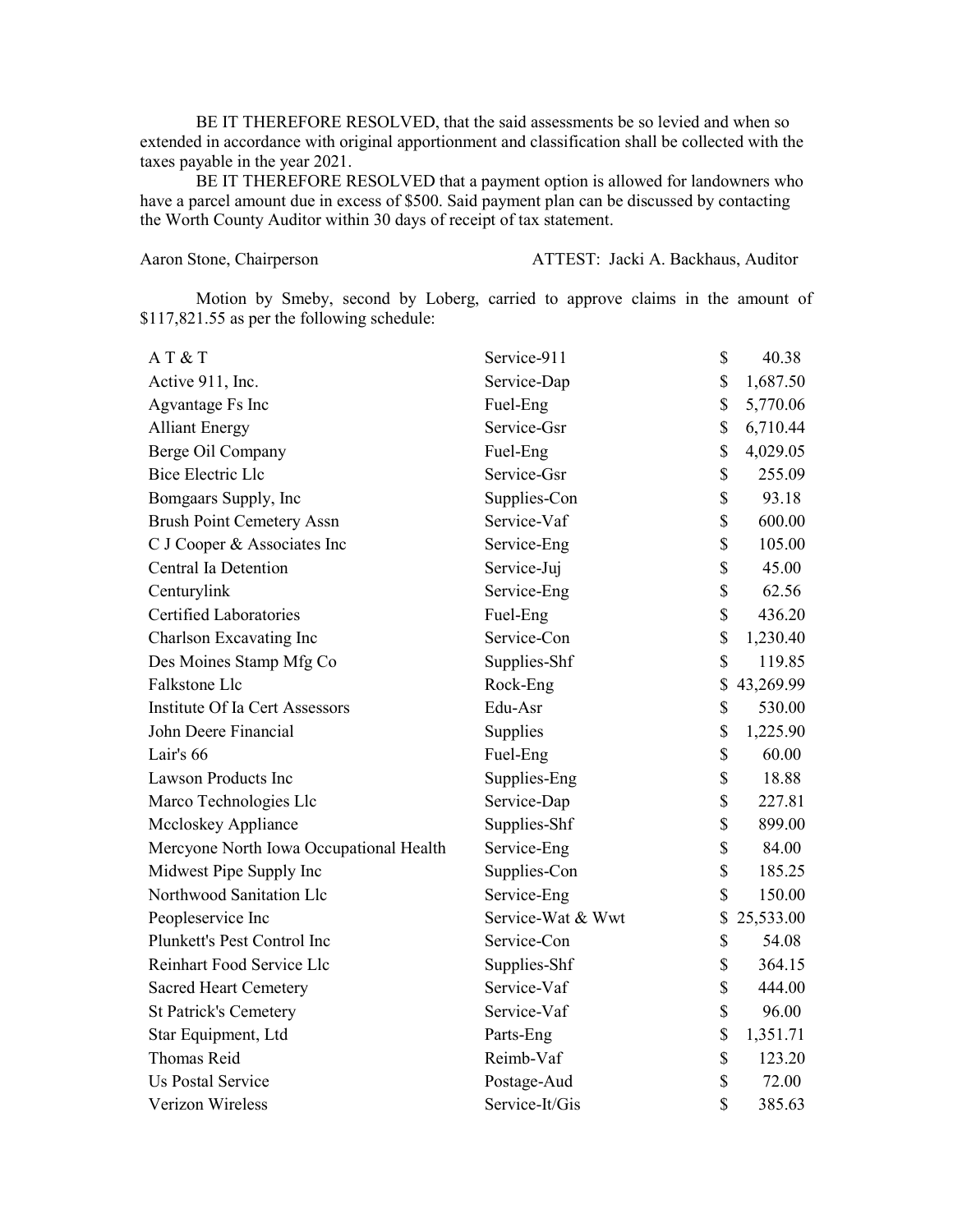BE IT THEREFORE RESOLVED, that the said assessments be so levied and when so extended in accordance with original apportionment and classification shall be collected with the taxes payable in the year 2021.

BE IT THEREFORE RESOLVED that a payment option is allowed for landowners who have a parcel amount due in excess of $500. Said payment plan can be discussed by contacting the Worth County Auditor within 30 days of receipt of tax statement.

Aaron Stone, Chairperson ATTEST: Jacki A. Backhaus, Auditor

Motion by Smeby, second by Loberg, carried to approve claims in the amount of $117,821.55 as per the following schedule:

| | | |
|---|---|---|
| A T & T | Service-911 | $ 40.38 |
| Active 911, Inc. | Service-Dap | $ 1,687.50 |
| Agvantage Fs Inc | Fuel-Eng | $ 5,770.06 |
| Alliant Energy | Service-Gsr | $ 6,710.44 |
| Berge Oil Company | Fuel-Eng | $ 4,029.05 |
| Bice Electric Llc | Service-Gsr | $ 255.09 |
| Bomgaars Supply, Inc | Supplies-Con | $ 93.18 |
| Brush Point Cemetery Assn | Service-Vaf | $ 600.00 |
| C J Cooper & Associates Inc | Service-Eng | $ 105.00 |
| Central Ia Detention | Service-Juj | $ 45.00 |
| Centurylink | Service-Eng | $ 62.56 |
| Certified Laboratories | Fuel-Eng | $ 436.20 |
| Charlson Excavating Inc | Service-Con | $ 1,230.40 |
| Des Moines Stamp Mfg Co | Supplies-Shf | $ 119.85 |
| Falkstone Llc | Rock-Eng | $ 43,269.99 |
| Institute Of Ia Cert Assessors | Edu-Asr | $ 530.00 |
| John Deere Financial | Supplies | $ 1,225.90 |
| Lair's 66 | Fuel-Eng | $ 60.00 |
| Lawson Products Inc | Supplies-Eng | $ 18.88 |
| Marco Technologies Llc | Service-Dap | $ 227.81 |
| Mccloskey Appliance | Supplies-Shf | $ 899.00 |
| Mercyone North Iowa Occupational Health | Service-Eng | $ 84.00 |
| Midwest Pipe Supply Inc | Supplies-Con | $ 185.25 |
| Northwood Sanitation Llc | Service-Eng | $ 150.00 |
| Peopleservice Inc | Service-Wat & Wwt | $ 25,533.00 |
| Plunkett's Pest Control Inc | Service-Con | $ 54.08 |
| Reinhart Food Service Llc | Supplies-Shf | $ 364.15 |
| Sacred Heart Cemetery | Service-Vaf | $ 444.00 |
| St Patrick's Cemetery | Service-Vaf | $ 96.00 |
| Star Equipment, Ltd | Parts-Eng | $ 1,351.71 |
| Thomas Reid | Reimb-Vaf | $ 123.20 |
| Us Postal Service | Postage-Aud | $ 72.00 |
| Verizon Wireless | Service-It/Gis | $ 385.63 |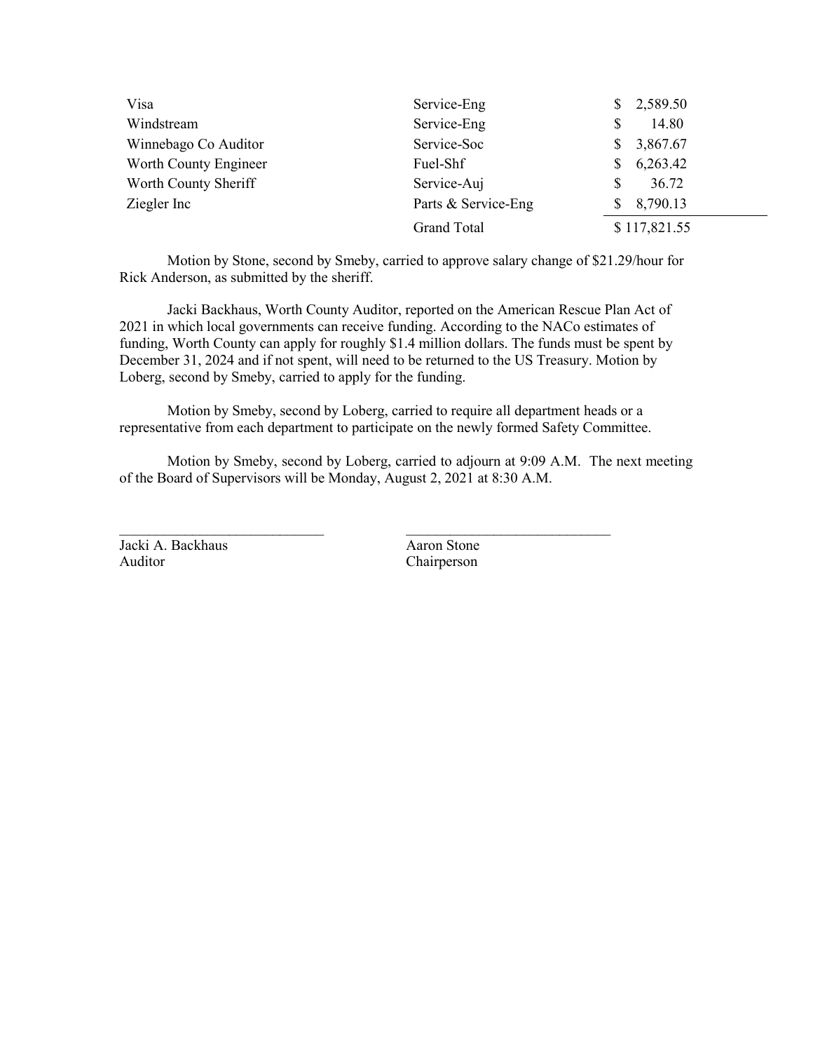| | | |
|---|---|---|
| Visa | Service-Eng | $ 2,589.50 |
| Windstream | Service-Eng | $ 14.80 |
| Winnebago Co Auditor | Service-Soc | $ 3,867.67 |
| Worth County Engineer | Fuel-Shf | $ 6,263.42 |
| Worth County Sheriff | Service-Auj | $ 36.72 |
| Ziegler Inc | Parts & Service-Eng | $ 8,790.13 |
| | Grand Total | $ 117,821.55 |

Motion by Stone, second by Smeby, carried to approve salary change of $21.29/hour for Rick Anderson, as submitted by the sheriff.

Jacki Backhaus, Worth County Auditor, reported on the American Rescue Plan Act of 2021 in which local governments can receive funding. According to the NACo estimates of funding, Worth County can apply for roughly $1.4 million dollars. The funds must be spent by December 31, 2024 and if not spent, will need to be returned to the US Treasury. Motion by Loberg, second by Smeby, carried to apply for the funding.

Motion by Smeby, second by Loberg, carried to require all department heads or a representative from each department to participate on the newly formed Safety Committee.

Motion by Smeby, second by Loberg, carried to adjourn at 9:09 A.M. The next meeting of the Board of Supervisors will be Monday, August 2, 2021 at 8:30 A.M.

\_\_\_\_\_\_\_\_\_\_\_\_\_\_\_\_\_\_\_\_\_\_\_\_\_\_\_\_\_\_
Jacki A. Backhaus
Auditor

\_\_\_\_\_\_\_\_\_\_\_\_\_\_\_\_\_\_\_\_\_\_\_\_\_\_\_\_\_\_
Aaron Stone
Chairperson